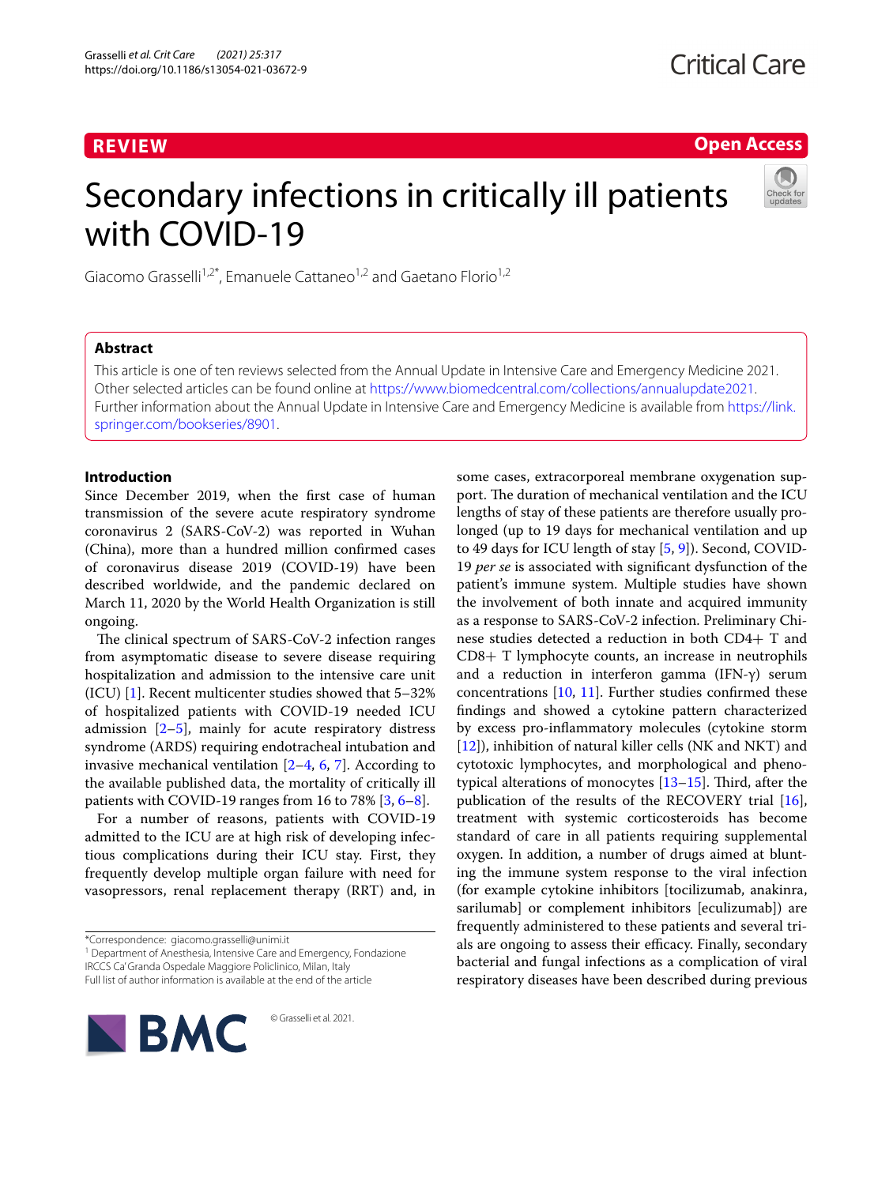REVIEW

Open Access

# Secondary infections in critically ill patients with COVID-19

Giacomo Grasselli[1,2*], Emanuele Cattaneo[1,2] and Gaetano Florio[1,2]

## Abstract

This article is one of ten reviews selected from the Annual Update in Intensive Care and Emergency Medicine 2021. Other selected articles can be found online at https://www.biomedcentral.com/collections/annualupdate2021. Further information about the Annual Update in Intensive Care and Emergency Medicine is available from https://link.springer.com/bookseries/8901.

## Introduction

Since December 2019, when the first case of human transmission of the severe acute respiratory syndrome coronavirus 2 (SARS-CoV-2) was reported in Wuhan (China), more than a hundred million confirmed cases of coronavirus disease 2019 (COVID-19) have been described worldwide, and the pandemic declared on March 11, 2020 by the World Health Organization is still ongoing.

The clinical spectrum of SARS-CoV-2 infection ranges from asymptomatic disease to severe disease requiring hospitalization and admission to the intensive care unit (ICU) [1]. Recent multicenter studies showed that 5–32% of hospitalized patients with COVID-19 needed ICU admission [2–5], mainly for acute respiratory distress syndrome (ARDS) requiring endotracheal intubation and invasive mechanical ventilation [2–4, 6, 7]. According to the available published data, the mortality of critically ill patients with COVID-19 ranges from 16 to 78% [3, 6–8].

For a number of reasons, patients with COVID-19 admitted to the ICU are at high risk of developing infectious complications during their ICU stay. First, they frequently develop multiple organ failure with need for vasopressors, renal replacement therapy (RRT) and, in some cases, extracorporeal membrane oxygenation support. The duration of mechanical ventilation and the ICU lengths of stay of these patients are therefore usually prolonged (up to 19 days for mechanical ventilation and up to 49 days for ICU length of stay [5, 9]). Second, COVID-19 *per se* is associated with significant dysfunction of the patient's immune system. Multiple studies have shown the involvement of both innate and acquired immunity as a response to SARS-CoV-2 infection. Preliminary Chinese studies detected a reduction in both CD4+ T and CD8+ T lymphocyte counts, an increase in neutrophils and a reduction in interferon gamma (IFN-γ) serum concentrations [10, 11]. Further studies confirmed these findings and showed a cytokine pattern characterized by excess pro-inflammatory molecules (cytokine storm [12]), inhibition of natural killer cells (NK and NKT) and cytotoxic lymphocytes, and morphological and phenotypical alterations of monocytes [13–15]. Third, after the publication of the results of the RECOVERY trial [16], treatment with systemic corticosteroids has become standard of care in all patients requiring supplemental oxygen. In addition, a number of drugs aimed at blunting the immune system response to the viral infection (for example cytokine inhibitors [tocilizumab, anakinra, sarilumab] or complement inhibitors [eculizumab]) are frequently administered to these patients and several trials are ongoing to assess their efficacy. Finally, secondary bacterial and fungal infections as a complication of viral respiratory diseases have been described during previous

*Correspondence: giacomo.grasselli@unimi.it
[1] Department of Anesthesia, Intensive Care and Emergency, Fondazione IRCCS Ca' Granda Ospedale Maggiore Policlinico, Milan, Italy
Full list of author information is available at the end of the article

© Grasselli et al. 2021.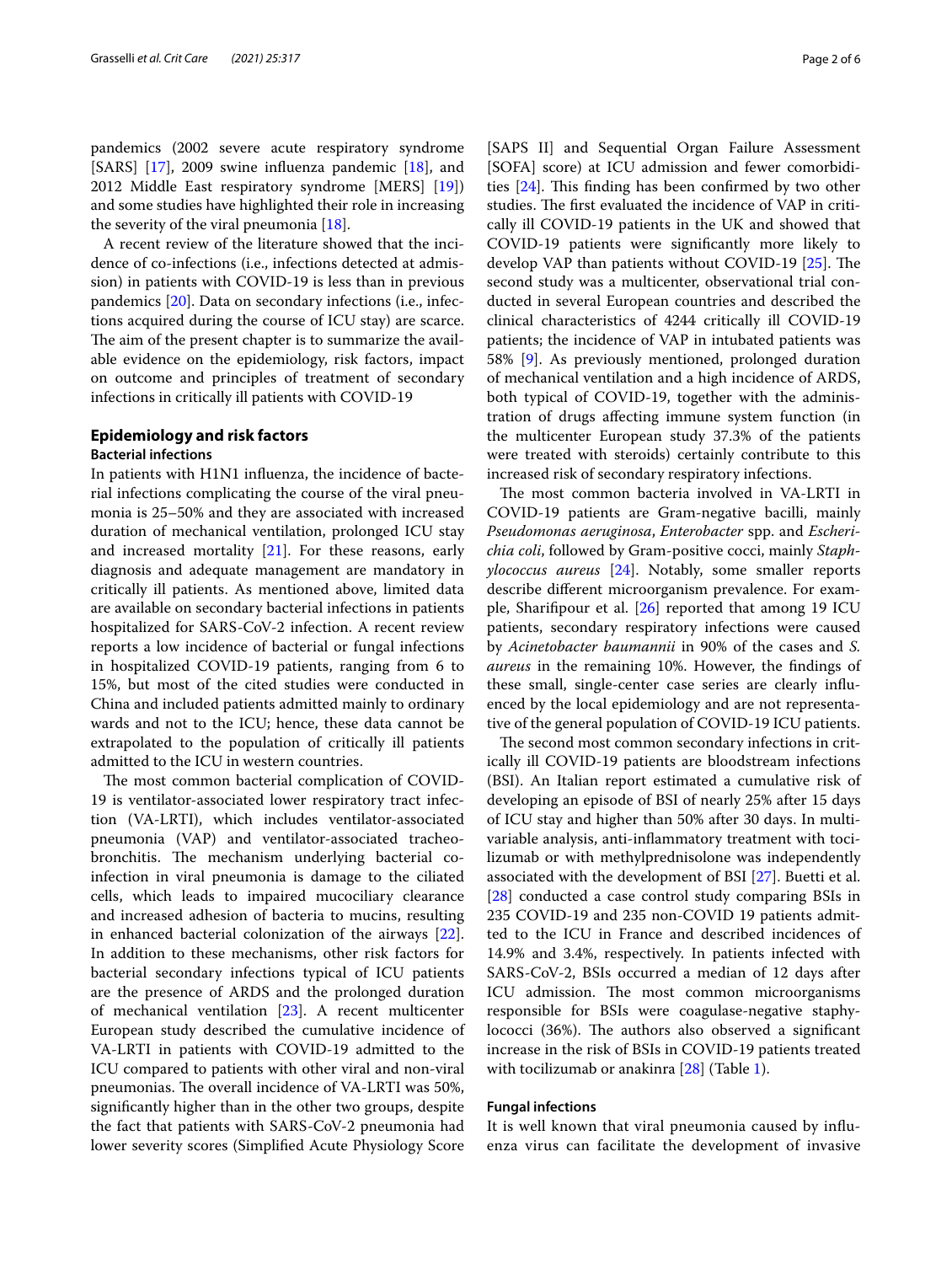pandemics (2002 severe acute respiratory syndrome [SARS] [17], 2009 swine influenza pandemic [18], and 2012 Middle East respiratory syndrome [MERS] [19]) and some studies have highlighted their role in increasing the severity of the viral pneumonia [18].

A recent review of the literature showed that the incidence of co-infections (i.e., infections detected at admission) in patients with COVID-19 is less than in previous pandemics [20]. Data on secondary infections (i.e., infections acquired during the course of ICU stay) are scarce. The aim of the present chapter is to summarize the available evidence on the epidemiology, risk factors, impact on outcome and principles of treatment of secondary infections in critically ill patients with COVID-19

## Epidemiology and risk factors

### Bacterial infections

In patients with H1N1 influenza, the incidence of bacterial infections complicating the course of the viral pneumonia is 25–50% and they are associated with increased duration of mechanical ventilation, prolonged ICU stay and increased mortality [21]. For these reasons, early diagnosis and adequate management are mandatory in critically ill patients. As mentioned above, limited data are available on secondary bacterial infections in patients hospitalized for SARS-CoV-2 infection. A recent review reports a low incidence of bacterial or fungal infections in hospitalized COVID-19 patients, ranging from 6 to 15%, but most of the cited studies were conducted in China and included patients admitted mainly to ordinary wards and not to the ICU; hence, these data cannot be extrapolated to the population of critically ill patients admitted to the ICU in western countries.

The most common bacterial complication of COVID-19 is ventilator-associated lower respiratory tract infection (VA-LRTI), which includes ventilator-associated pneumonia (VAP) and ventilator-associated tracheobronchitis. The mechanism underlying bacterial co-infection in viral pneumonia is damage to the ciliated cells, which leads to impaired mucociliary clearance and increased adhesion of bacteria to mucins, resulting in enhanced bacterial colonization of the airways [22]. In addition to these mechanisms, other risk factors for bacterial secondary infections typical of ICU patients are the presence of ARDS and the prolonged duration of mechanical ventilation [23]. A recent multicenter European study described the cumulative incidence of VA-LRTI in patients with COVID-19 admitted to the ICU compared to patients with other viral and non-viral pneumonias. The overall incidence of VA-LRTI was 50%, significantly higher than in the other two groups, despite the fact that patients with SARS-CoV-2 pneumonia had lower severity scores (Simplified Acute Physiology Score [SAPS II] and Sequential Organ Failure Assessment [SOFA] score) at ICU admission and fewer comorbidities [24]. This finding has been confirmed by two other studies. The first evaluated the incidence of VAP in critically ill COVID-19 patients in the UK and showed that COVID-19 patients were significantly more likely to develop VAP than patients without COVID-19 [25]. The second study was a multicenter, observational trial conducted in several European countries and described the clinical characteristics of 4244 critically ill COVID-19 patients; the incidence of VAP in intubated patients was 58% [9]. As previously mentioned, prolonged duration of mechanical ventilation and a high incidence of ARDS, both typical of COVID-19, together with the administration of drugs affecting immune system function (in the multicenter European study 37.3% of the patients were treated with steroids) certainly contribute to this increased risk of secondary respiratory infections.

The most common bacteria involved in VA-LRTI in COVID-19 patients are Gram-negative bacilli, mainly *Pseudomonas aeruginosa*, *Enterobacter* spp. and *Escherichia coli*, followed by Gram-positive cocci, mainly *Staphylococcus aureus* [24]. Notably, some smaller reports describe different microorganism prevalence. For example, Sharifipour et al. [26] reported that among 19 ICU patients, secondary respiratory infections were caused by *Acinetobacter baumannii* in 90% of the cases and *S. aureus* in the remaining 10%. However, the findings of these small, single-center case series are clearly influenced by the local epidemiology and are not representative of the general population of COVID-19 ICU patients.

The second most common secondary infections in critically ill COVID-19 patients are bloodstream infections (BSI). An Italian report estimated a cumulative risk of developing an episode of BSI of nearly 25% after 15 days of ICU stay and higher than 50% after 30 days. In multivariable analysis, anti-inflammatory treatment with tocilizumab or with methylprednisolone was independently associated with the development of BSI [27]. Buetti et al. [28] conducted a case control study comparing BSIs in 235 COVID-19 and 235 non-COVID 19 patients admitted to the ICU in France and described incidences of 14.9% and 3.4%, respectively. In patients infected with SARS-CoV-2, BSIs occurred a median of 12 days after ICU admission. The most common microorganisms responsible for BSIs were coagulase-negative staphylococci (36%). The authors also observed a significant increase in the risk of BSIs in COVID-19 patients treated with tocilizumab or anakinra [28] (Table 1).

### Fungal infections

It is well known that viral pneumonia caused by influenza virus can facilitate the development of invasive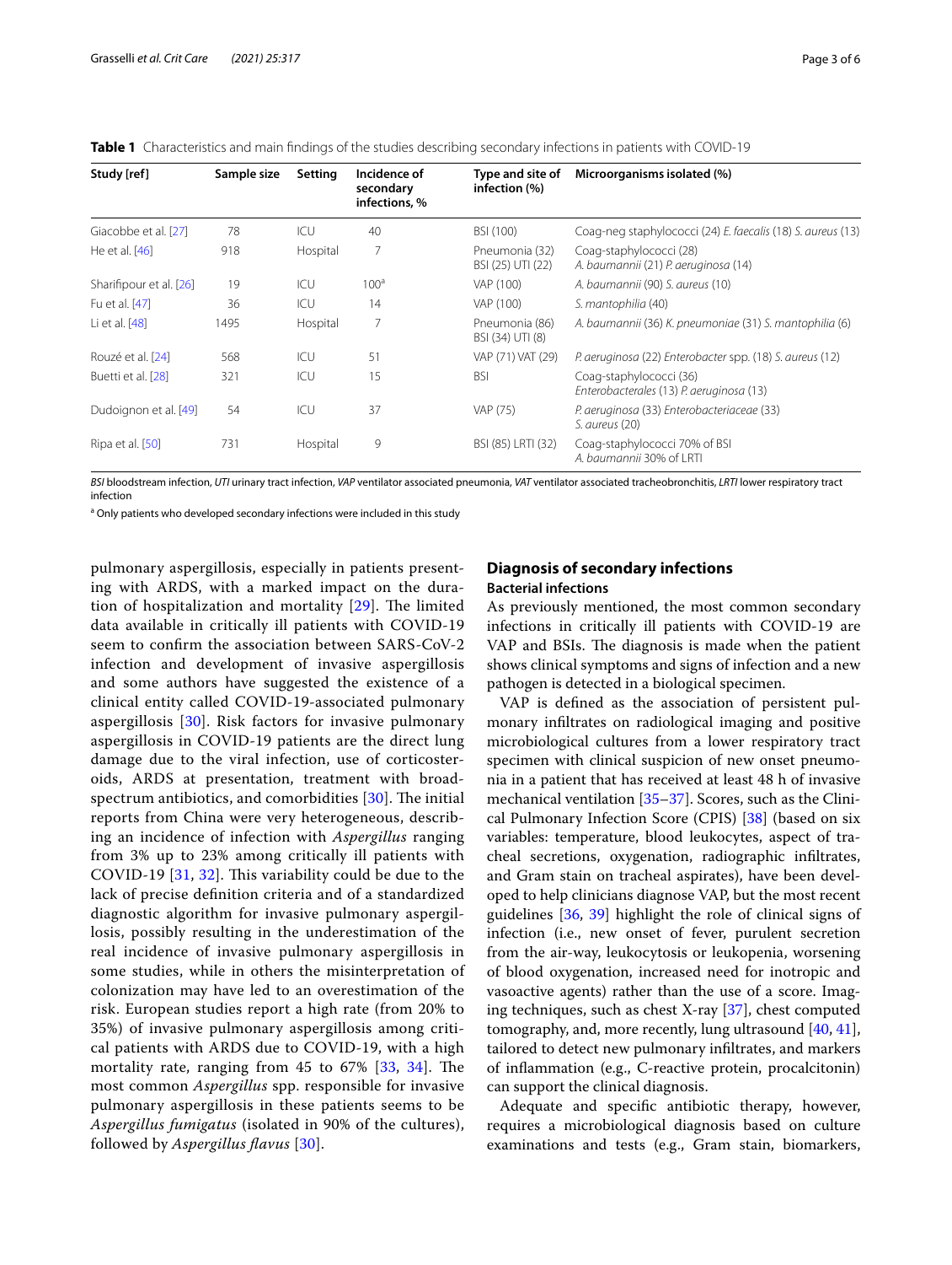**Table 1** Characteristics and main findings of the studies describing secondary infections in patients with COVID-19

| Study [ref] | Sample size | Setting | Incidence of secondary infections, % | Type and site of infection (%) | Microorganisms isolated (%) |
|---|---|---|---|---|---|
| Giacobbe et al. [27] | 78 | ICU | 40 | BSI (100) | Coag-neg staphylococci (24) *E. faecalis* (18) *S. aureus* (13) |
| He et al. [46] | 918 | Hospital | 7 | Pneumonia (32) BSI (25) UTI (22) | Coag-staphylococci (28) *A. baumannii* (21) *P. aeruginosa* (14) |
| Sharifipour et al. [26] | 19 | ICU | 100[a] | VAP (100) | *A. baumannii* (90) *S. aureus* (10) |
| Fu et al. [47] | 36 | ICU | 14 | VAP (100) | *S. mantophilia* (40) |
| Li et al. [48] | 1495 | Hospital | 7 | Pneumonia (86) BSI (34) UTI (8) | *A. baumannii* (36) *K. pneumoniae* (31) *S. mantophilia* (6) |
| Rouzé et al. [24] | 568 | ICU | 51 | VAP (71) VAT (29) | *P. aeruginosa* (22) *Enterobacter* spp. (18) *S. aureus* (12) |
| Buetti et al. [28] | 321 | ICU | 15 | BSI | Coag-staphylococci (36) *Enterobacterales* (13) *P. aeruginosa* (13) |
| Dudoignon et al. [49] | 54 | ICU | 37 | VAP (75) | *P. aeruginosa* (33) *Enterobacteriaceae* (33) *S. aureus* (20) |
| Ripa et al. [50] | 731 | Hospital | 9 | BSI (85) LRTI (32) | Coag-staphylococci 70% of BSI *A. baumannii* 30% of LRTI |

*BSI* bloodstream infection, *UTI* urinary tract infection, *VAP* ventilator associated pneumonia, *VAT* ventilator associated tracheobronchitis, *LRTI* lower respiratory tract infection

[a] Only patients who developed secondary infections were included in this study

pulmonary aspergillosis, especially in patients presenting with ARDS, with a marked impact on the duration of hospitalization and mortality [29]. The limited data available in critically ill patients with COVID-19 seem to confirm the association between SARS-CoV-2 infection and development of invasive aspergillosis and some authors have suggested the existence of a clinical entity called COVID-19-associated pulmonary aspergillosis [30]. Risk factors for invasive pulmonary aspergillosis in COVID-19 patients are the direct lung damage due to the viral infection, use of corticosteroids, ARDS at presentation, treatment with broad-spectrum antibiotics, and comorbidities [30]. The initial reports from China were very heterogeneous, describing an incidence of infection with *Aspergillus* ranging from 3% up to 23% among critically ill patients with COVID-19 [31, 32]. This variability could be due to the lack of precise definition criteria and of a standardized diagnostic algorithm for invasive pulmonary aspergillosis, possibly resulting in the underestimation of the real incidence of invasive pulmonary aspergillosis in some studies, while in others the misinterpretation of colonization may have led to an overestimation of the risk. European studies report a high rate (from 20% to 35%) of invasive pulmonary aspergillosis among critical patients with ARDS due to COVID-19, with a high mortality rate, ranging from 45 to 67% [33, 34]. The most common *Aspergillus* spp. responsible for invasive pulmonary aspergillosis in these patients seems to be *Aspergillus fumigatus* (isolated in 90% of the cultures), followed by *Aspergillus flavus* [30].

## Diagnosis of secondary infections

### Bacterial infections

As previously mentioned, the most common secondary infections in critically ill patients with COVID-19 are VAP and BSIs. The diagnosis is made when the patient shows clinical symptoms and signs of infection and a new pathogen is detected in a biological specimen.

VAP is defined as the association of persistent pulmonary infiltrates on radiological imaging and positive microbiological cultures from a lower respiratory tract specimen with clinical suspicion of new onset pneumonia in a patient that has received at least 48 h of invasive mechanical ventilation [35–37]. Scores, such as the Clinical Pulmonary Infection Score (CPIS) [38] (based on six variables: temperature, blood leukocytes, aspect of tracheal secretions, oxygenation, radiographic infiltrates, and Gram stain on tracheal aspirates), have been developed to help clinicians diagnose VAP, but the most recent guidelines [36, 39] highlight the role of clinical signs of infection (i.e., new onset of fever, purulent secretion from the air-way, leukocytosis or leukopenia, worsening of blood oxygenation, increased need for inotropic and vasoactive agents) rather than the use of a score. Imaging techniques, such as chest X-ray [37], chest computed tomography, and, more recently, lung ultrasound [40, 41], tailored to detect new pulmonary infiltrates, and markers of inflammation (e.g., C-reactive protein, procalcitonin) can support the clinical diagnosis.

Adequate and specific antibiotic therapy, however, requires a microbiological diagnosis based on culture examinations and tests (e.g., Gram stain, biomarkers,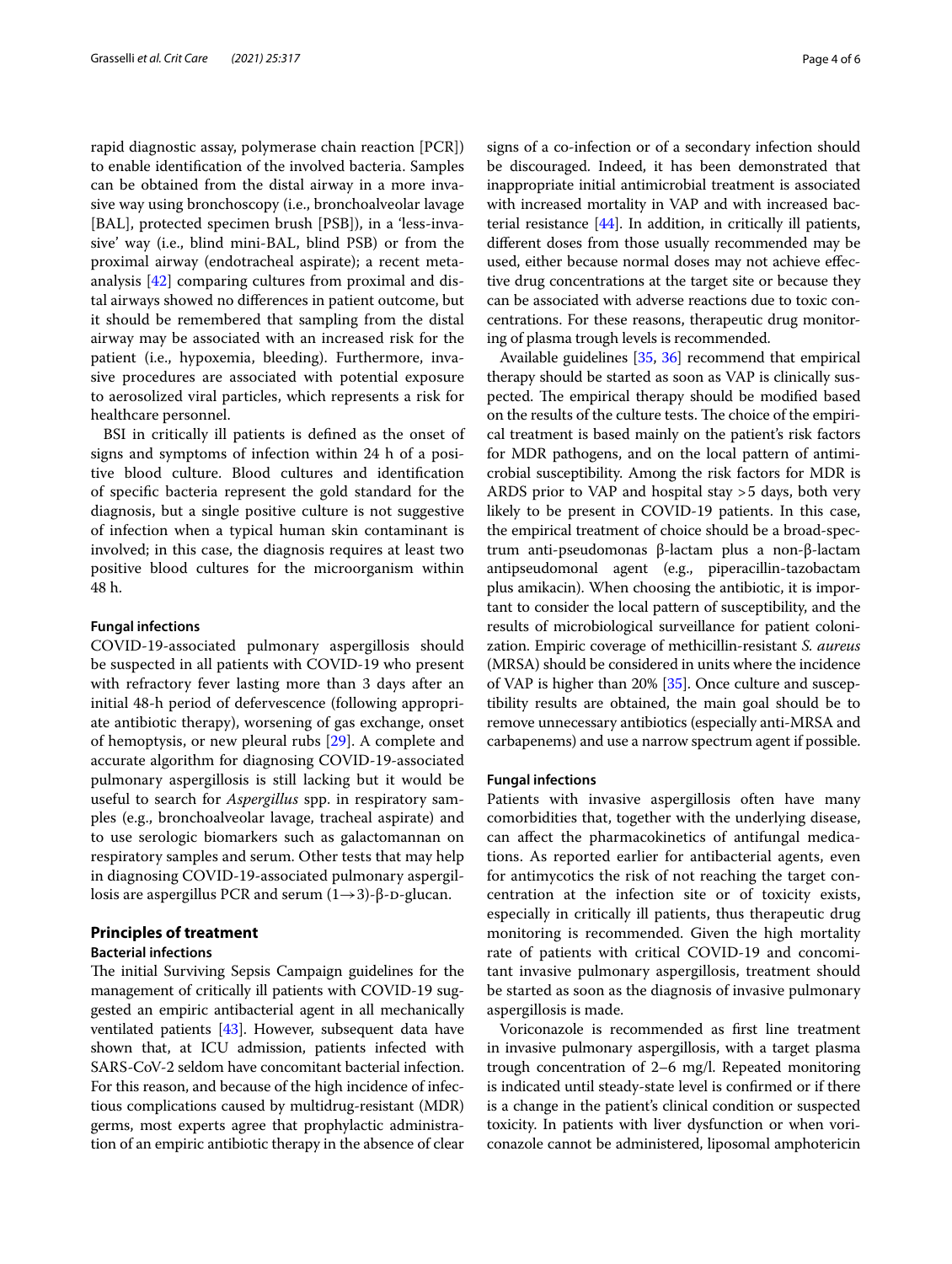rapid diagnostic assay, polymerase chain reaction [PCR]) to enable identification of the involved bacteria. Samples can be obtained from the distal airway in a more invasive way using bronchoscopy (i.e., bronchoalveolar lavage [BAL], protected specimen brush [PSB]), in a 'less-invasive' way (i.e., blind mini-BAL, blind PSB) or from the proximal airway (endotracheal aspirate); a recent meta-analysis [42] comparing cultures from proximal and distal airways showed no differences in patient outcome, but it should be remembered that sampling from the distal airway may be associated with an increased risk for the patient (i.e., hypoxemia, bleeding). Furthermore, invasive procedures are associated with potential exposure to aerosolized viral particles, which represents a risk for healthcare personnel.

BSI in critically ill patients is defined as the onset of signs and symptoms of infection within 24 h of a positive blood culture. Blood cultures and identification of specific bacteria represent the gold standard for the diagnosis, but a single positive culture is not suggestive of infection when a typical human skin contaminant is involved; in this case, the diagnosis requires at least two positive blood cultures for the microorganism within 48 h.

### Fungal infections

COVID-19-associated pulmonary aspergillosis should be suspected in all patients with COVID-19 who present with refractory fever lasting more than 3 days after an initial 48-h period of defervescence (following appropriate antibiotic therapy), worsening of gas exchange, onset of hemoptysis, or new pleural rubs [29]. A complete and accurate algorithm for diagnosing COVID-19-associated pulmonary aspergillosis is still lacking but it would be useful to search for *Aspergillus* spp. in respiratory samples (e.g., bronchoalveolar lavage, tracheal aspirate) and to use serologic biomarkers such as galactomannan on respiratory samples and serum. Other tests that may help in diagnosing COVID-19-associated pulmonary aspergillosis are aspergillus PCR and serum $(1\rightarrow3)$-β-D-glucan.

## Principles of treatment

### Bacterial infections

The initial Surviving Sepsis Campaign guidelines for the management of critically ill patients with COVID-19 suggested an empiric antibacterial agent in all mechanically ventilated patients [43]. However, subsequent data have shown that, at ICU admission, patients infected with SARS-CoV-2 seldom have concomitant bacterial infection. For this reason, and because of the high incidence of infectious complications caused by multidrug-resistant (MDR) germs, most experts agree that prophylactic administration of an empiric antibiotic therapy in the absence of clear signs of a co-infection or of a secondary infection should be discouraged. Indeed, it has been demonstrated that inappropriate initial antimicrobial treatment is associated with increased mortality in VAP and with increased bacterial resistance [44]. In addition, in critically ill patients, different doses from those usually recommended may be used, either because normal doses may not achieve effective drug concentrations at the target site or because they can be associated with adverse reactions due to toxic concentrations. For these reasons, therapeutic drug monitoring of plasma trough levels is recommended.

Available guidelines [35, 36] recommend that empirical therapy should be started as soon as VAP is clinically suspected. The empirical therapy should be modified based on the results of the culture tests. The choice of the empirical treatment is based mainly on the patient's risk factors for MDR pathogens, and on the local pattern of antimicrobial susceptibility. Among the risk factors for MDR is ARDS prior to VAP and hospital stay >5 days, both very likely to be present in COVID-19 patients. In this case, the empirical treatment of choice should be a broad-spectrum anti-pseudomonas β-lactam plus a non-β-lactam antipseudomonal agent (e.g., piperacillin-tazobactam plus amikacin). When choosing the antibiotic, it is important to consider the local pattern of susceptibility, and the results of microbiological surveillance for patient colonization. Empiric coverage of methicillin-resistant *S. aureus* (MRSA) should be considered in units where the incidence of VAP is higher than 20% [35]. Once culture and susceptibility results are obtained, the main goal should be to remove unnecessary antibiotics (especially anti-MRSA and carbapenems) and use a narrow spectrum agent if possible.

### Fungal infections

Patients with invasive aspergillosis often have many comorbidities that, together with the underlying disease, can affect the pharmacokinetics of antifungal medications. As reported earlier for antibacterial agents, even for antimycotics the risk of not reaching the target concentration at the infection site or of toxicity exists, especially in critically ill patients, thus therapeutic drug monitoring is recommended. Given the high mortality rate of patients with critical COVID-19 and concomitant invasive pulmonary aspergillosis, treatment should be started as soon as the diagnosis of invasive pulmonary aspergillosis is made.

Voriconazole is recommended as first line treatment in invasive pulmonary aspergillosis, with a target plasma trough concentration of 2–6 mg/l. Repeated monitoring is indicated until steady-state level is confirmed or if there is a change in the patient's clinical condition or suspected toxicity. In patients with liver dysfunction or when voriconazole cannot be administered, liposomal amphotericin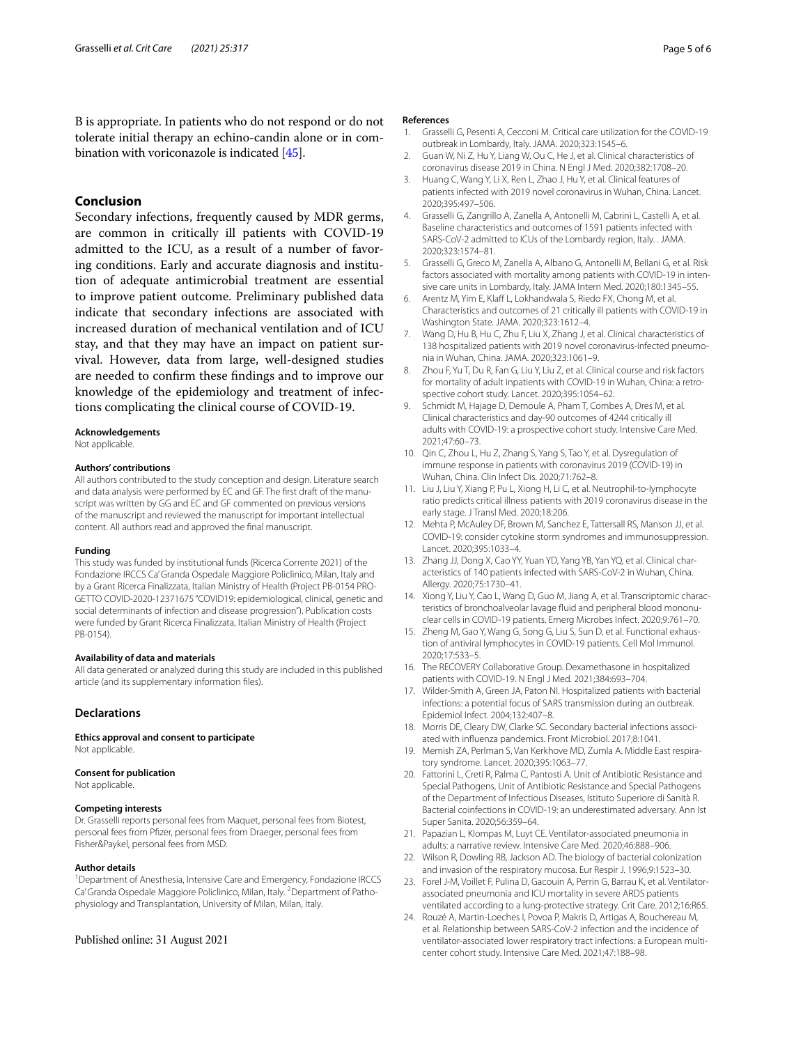B is appropriate. In patients who do not respond or do not tolerate initial therapy an echino-candin alone or in combination with voriconazole is indicated [45].

## Conclusion

Secondary infections, frequently caused by MDR germs, are common in critically ill patients with COVID-19 admitted to the ICU, as a result of a number of favoring conditions. Early and accurate diagnosis and institution of adequate antimicrobial treatment are essential to improve patient outcome. Preliminary published data indicate that secondary infections are associated with increased duration of mechanical ventilation and of ICU stay, and that they may have an impact on patient survival. However, data from large, well-designed studies are needed to confirm these findings and to improve our knowledge of the epidemiology and treatment of infections complicating the clinical course of COVID-19.

#### Acknowledgements

Not applicable.

#### Authors' contributions

All authors contributed to the study conception and design. Literature search and data analysis were performed by EC and GF. The first draft of the manuscript was written by GG and EC and GF commented on previous versions of the manuscript and reviewed the manuscript for important intellectual content. All authors read and approved the final manuscript.

#### Funding

This study was funded by institutional funds (Ricerca Corrente 2021) of the Fondazione IRCCS Ca' Granda Ospedale Maggiore Policlinico, Milan, Italy and by a Grant Ricerca Finalizzata, Italian Ministry of Health (Project PB-0154 PROGETTO COVID-2020-12371675 "COVID19: epidemiological, clinical, genetic and social determinants of infection and disease progression"). Publication costs were funded by Grant Ricerca Finalizzata, Italian Ministry of Health (Project PB-0154).

#### Availability of data and materials

All data generated or analyzed during this study are included in this published article (and its supplementary information files).

### Declarations

#### Ethics approval and consent to participate

Not applicable.

#### Consent for publication

Not applicable.

#### Competing interests

Dr. Grasselli reports personal fees from Maquet, personal fees from Biotest, personal fees from Pfizer, personal fees from Draeger, personal fees from Fisher&Paykel, personal fees from MSD.

#### Author details

[1]Department of Anesthesia, Intensive Care and Emergency, Fondazione IRCCS Ca' Granda Ospedale Maggiore Policlinico, Milan, Italy. [2]Department of Pathophysiology and Transplantation, University of Milan, Milan, Italy.

Published online: 31 August 2021

#### References

1. Grasselli G, Pesenti A, Cecconi M. Critical care utilization for the COVID-19 outbreak in Lombardy, Italy. JAMA. 2020;323:1545–6.
2. Guan W, Ni Z, Hu Y, Liang W, Ou C, He J, et al. Clinical characteristics of coronavirus disease 2019 in China. N Engl J Med. 2020;382:1708–20.
3. Huang C, Wang Y, Li X, Ren L, Zhao J, Hu Y, et al. Clinical features of patients infected with 2019 novel coronavirus in Wuhan, China. Lancet. 2020;395:497–506.
4. Grasselli G, Zangrillo A, Zanella A, Antonelli M, Cabrini L, Castelli A, et al. Baseline characteristics and outcomes of 1591 patients infected with SARS-CoV-2 admitted to ICUs of the Lombardy region, Italy. . JAMA. 2020;323:1574–81.
5. Grasselli G, Greco M, Zanella A, Albano G, Antonelli M, Bellani G, et al. Risk factors associated with mortality among patients with COVID-19 in intensive care units in Lombardy, Italy. JAMA Intern Med. 2020;180:1345–55.
6. Arentz M, Yim E, Klaff L, Lokhandwala S, Riedo FX, Chong M, et al. Characteristics and outcomes of 21 critically ill patients with COVID-19 in Washington State. JAMA. 2020;323:1612–4.
7. Wang D, Hu B, Hu C, Zhu F, Liu X, Zhang J, et al. Clinical characteristics of 138 hospitalized patients with 2019 novel coronavirus-infected pneumonia in Wuhan, China. JAMA. 2020;323:1061–9.
8. Zhou F, Yu T, Du R, Fan G, Liu Y, Liu Z, et al. Clinical course and risk factors for mortality of adult inpatients with COVID-19 in Wuhan, China: a retrospective cohort study. Lancet. 2020;395:1054–62.
9. Schmidt M, Hajage D, Demoule A, Pham T, Combes A, Dres M, et al. Clinical characteristics and day-90 outcomes of 4244 critically ill adults with COVID-19: a prospective cohort study. Intensive Care Med. 2021;47:60–73.
10. Qin C, Zhou L, Hu Z, Zhang S, Yang S, Tao Y, et al. Dysregulation of immune response in patients with coronavirus 2019 (COVID-19) in Wuhan, China. Clin Infect Dis. 2020;71:762–8.
11. Liu J, Liu Y, Xiang P, Pu L, Xiong H, Li C, et al. Neutrophil-to-lymphocyte ratio predicts critical illness patients with 2019 coronavirus disease in the early stage. J Transl Med. 2020;18:206.
12. Mehta P, McAuley DF, Brown M, Sanchez E, Tattersall RS, Manson JJ, et al. COVID-19: consider cytokine storm syndromes and immunosuppression. Lancet. 2020;395:1033–4.
13. Zhang JJ, Dong X, Cao YY, Yuan YD, Yang YB, Yan YQ, et al. Clinical characteristics of 140 patients infected with SARS-CoV-2 in Wuhan, China. Allergy. 2020;75:1730–41.
14. Xiong Y, Liu Y, Cao L, Wang D, Guo M, Jiang A, et al. Transcriptomic characteristics of bronchoalveolar lavage fluid and peripheral blood mononuclear cells in COVID-19 patients. Emerg Microbes Infect. 2020;9:761–70.
15. Zheng M, Gao Y, Wang G, Song G, Liu S, Sun D, et al. Functional exhaustion of antiviral lymphocytes in COVID-19 patients. Cell Mol Immunol. 2020;17:533–5.
16. The RECOVERY Collaborative Group. Dexamethasone in hospitalized patients with COVID-19. N Engl J Med. 2021;384:693–704.
17. Wilder-Smith A, Green JA, Paton NI. Hospitalized patients with bacterial infections: a potential focus of SARS transmission during an outbreak. Epidemiol Infect. 2004;132:407–8.
18. Morris DE, Cleary DW, Clarke SC. Secondary bacterial infections associated with influenza pandemics. Front Microbiol. 2017;8:1041.
19. Memish ZA, Perlman S, Van Kerkhove MD, Zumla A. Middle East respiratory syndrome. Lancet. 2020;395:1063–77.
20. Fattorini L, Creti R, Palma C, Pantosti A. Unit of Antibiotic Resistance and Special Pathogens, Unit of Antibiotic Resistance and Special Pathogens of the Department of Infectious Diseases, Istituto Superiore di Sanità R. Bacterial coinfections in COVID-19: an underestimated adversary. Ann Ist Super Sanita. 2020;56:359–64.
21. Papazian L, Klompas M, Luyt CE. Ventilator-associated pneumonia in adults: a narrative review. Intensive Care Med. 2020;46:888–906.
22. Wilson R, Dowling RB, Jackson AD. The biology of bacterial colonization and invasion of the respiratory mucosa. Eur Respir J. 1996;9:1523–30.
23. Forel J-M, Voillet F, Pulina D, Gacouin A, Perrin G, Barrau K, et al. Ventilator-associated pneumonia and ICU mortality in severe ARDS patients ventilated according to a lung-protective strategy. Crit Care. 2012;16:R65.
24. Rouzé A, Martin-Loeches I, Povoa P, Makris D, Artigas A, Bouchereau M, et al. Relationship between SARS-CoV-2 infection and the incidence of ventilator-associated lower respiratory tract infections: a European multicenter cohort study. Intensive Care Med. 2021;47:188–98.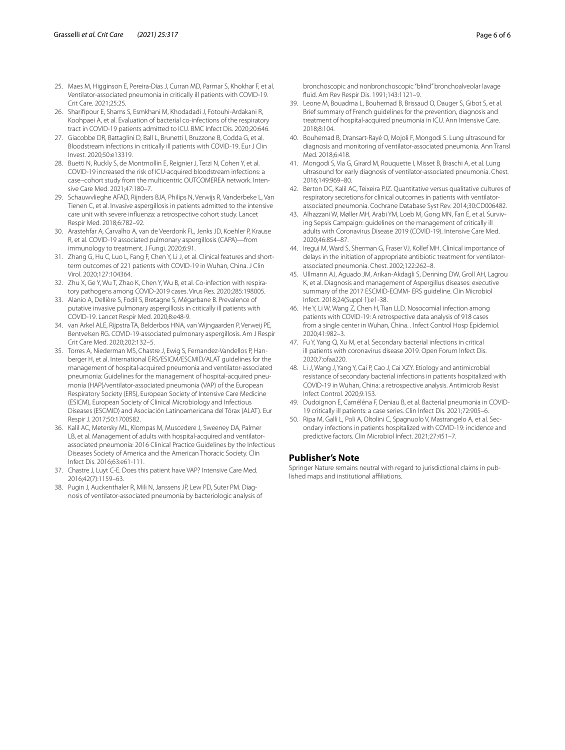25. Maes M, Higginson E, Pereira-Dias J, Curran MD, Parmar S, Khokhar F, et al. Ventilator-associated pneumonia in critically ill patients with COVID-19. Crit Care. 2021;25:25.
26. Sharifipour E, Shams S, Esmkhani M, Khodadadi J, Fotouhi-Ardakani R, Koohpaei A, et al. Evaluation of bacterial co-infections of the respiratory tract in COVID-19 patients admitted to ICU. BMC Infect Dis. 2020;20:646.
27. Giacobbe DR, Battaglini D, Ball L, Brunetti I, Bruzzone B, Codda G, et al. Bloodstream infections in critically ill patients with COVID-19. Eur J Clin Invest. 2020;50:e13319.
28. Buetti N, Ruckly S, de Montmollin E, Reignier J, Terzi N, Cohen Y, et al. COVID-19 increased the risk of ICU-acquired bloodstream infections: a case–cohort study from the multicentric OUTCOMEREA network. Intensive Care Med. 2021;47:180–7.
29. Schauwvlieghe AFAD, Rijnders BJA, Philips N, Verwijs R, Vanderbeke L, Van Tienen C, et al. Invasive aspergillosis in patients admitted to the intensive care unit with severe influenza: a retrospective cohort study. Lancet Respir Med. 2018;6:782–92.
30. Arastehfar A, Carvalho A, van de Veerdonk FL, Jenks JD, Koehler P, Krause R, et al. COVID-19 associated pulmonary aspergillosis (CAPA)—from immunology to treatment. J Fungi. 2020;6:91.
31. Zhang G, Hu C, Luo L, Fang F, Chen Y, Li J, et al. Clinical features and short-term outcomes of 221 patients with COVID-19 in Wuhan, China. J Clin Virol. 2020;127:104364.
32. Zhu X, Ge Y, Wu T, Zhao K, Chen Y, Wu B, et al. Co-infection with respiratory pathogens among COVID-2019 cases. Virus Res. 2020;285:198005.
33. Alanio A, Dellière S, Fodil S, Bretagne S, Mégarbane B. Prevalence of putative invasive pulmonary aspergillosis in critically ill patients with COVID-19. Lancet Respir Med. 2020;8:e48-9.
34. van Arkel ALE, Rijpstra TA, Belderbos HNA, van Wijngaarden P, Verweij PE, Bentvelsen RG. COVID-19-associated pulmonary aspergillosis. Am J Respir Crit Care Med. 2020;202:132–5.
35. Torres A, Niederman MS, Chastre J, Ewig S, Fernandez-Vandellos P, Hanberger H, et al. International ERS/ESICM/ESCMID/ALAT guidelines for the management of hospital-acquired pneumonia and ventilator-associated pneumonia: Guidelines for the management of hospital-acquired pneumonia (HAP)/ventilator-associated pneumonia (VAP) of the European Respiratory Society (ERS), European Society of Intensive Care Medicine (ESICM), European Society of Clinical Microbiology and Infectious Diseases (ESCMID) and Asociación Latinoamericana del Tórax (ALAT). Eur Respir J. 2017;50:1700582.
36. Kalil AC, Metersky ML, Klompas M, Muscedere J, Sweeney DA, Palmer LB, et al. Management of adults with hospital-acquired and ventilator-associated pneumonia: 2016 Clinical Practice Guidelines by the Infectious Diseases Society of America and the American Thoracic Society. Clin Infect Dis. 2016;63:e61-111.
37. Chastre J, Luyt C-E. Does this patient have VAP? Intensive Care Med. 2016;42(7):1159–63.
38. Pugin J, Auckenthaler R, Mili N, Janssens JP, Lew PD, Suter PM. Diagnosis of ventilator-associated pneumonia by bacteriologic analysis of bronchoscopic and nonbronchoscopic "blind" bronchoalveolar lavage fluid. Am Rev Respir Dis. 1991;143:1121–9.
39. Leone M, Bouadma L, Bouhemad B, Brissaud O, Dauger S, Gibot S, et al. Brief summary of French guidelines for the prevention, diagnosis and treatment of hospital-acquired pneumonia in ICU. Ann Intensive Care. 2018;8:104.
40. Bouhemad B, Dransart-Rayé O, Mojoli F, Mongodi S. Lung ultrasound for diagnosis and monitoring of ventilator-associated pneumonia. Ann Transl Med. 2018;6:418.
41. Mongodi S, Via G, Girard M, Rouquette I, Misset B, Braschi A, et al. Lung ultrasound for early diagnosis of ventilator-associated pneumonia. Chest. 2016;149:969–80.
42. Berton DC, Kalil AC, Teixeira PJZ. Quantitative versus qualitative cultures of respiratory secretions for clinical outcomes in patients with ventilator-associated pneumonia. Cochrane Database Syst Rev. 2014;30:CD006482.
43. Alhazzani W, Møller MH, Arabi YM, Loeb M, Gong MN, Fan E, et al. Surviving Sepsis Campaign: guidelines on the management of critically ill adults with Coronavirus Disease 2019 (COVID-19). Intensive Care Med. 2020;46:854–87.
44. Iregui M, Ward S, Sherman G, Fraser VJ, Kollef MH. Clinical importance of delays in the initiation of appropriate antibiotic treatment for ventilator-associated pneumonia. Chest. 2002;122:262–8.
45. Ullmann AJ, Aguado JM, Arikan-Akdagli S, Denning DW, Groll AH, Lagrou K, et al. Diagnosis and management of Aspergillus diseases: executive summary of the 2017 ESCMID-ECMM- ERS guideline. Clin Microbiol Infect. 2018;24(Suppl 1):e1-38.
46. He Y, Li W, Wang Z, Chen H, Tian LLD. Nosocomial infection among patients with COVID-19: A retrospective data analysis of 918 cases from a single center in Wuhan, China. . Infect Control Hosp Epidemiol. 2020;41:982–3.
47. Fu Y, Yang Q, Xu M, et al. Secondary bacterial infections in critical ill patients with coronavirus disease 2019. Open Forum Infect Dis. 2020;7:ofaa220.
48. Li J, Wang J, Yang Y, Cai P, Cao J, Cai XZY. Etiology and antimicrobial resistance of secondary bacterial infections in patients hospitalized with COVID-19 in Wuhan, China: a retrospective analysis. Antimicrob Resist Infect Control. 2020;9:153.
49. Dudoignon E, Caméléna F, Deniau B, et al. Bacterial pneumonia in COVID-19 critically ill patients: a case series. Clin Infect Dis. 2021;72:905–6.
50. Ripa M, Galli L, Poli A, Oltolini C, Spagnuolo V, Mastrangelo A, et al. Secondary infections in patients hospitalized with COVID-19: incidence and predictive factors. Clin Microbiol Infect. 2021;27:451–7.

## Publisher's Note

Springer Nature remains neutral with regard to jurisdictional claims in published maps and institutional affiliations.